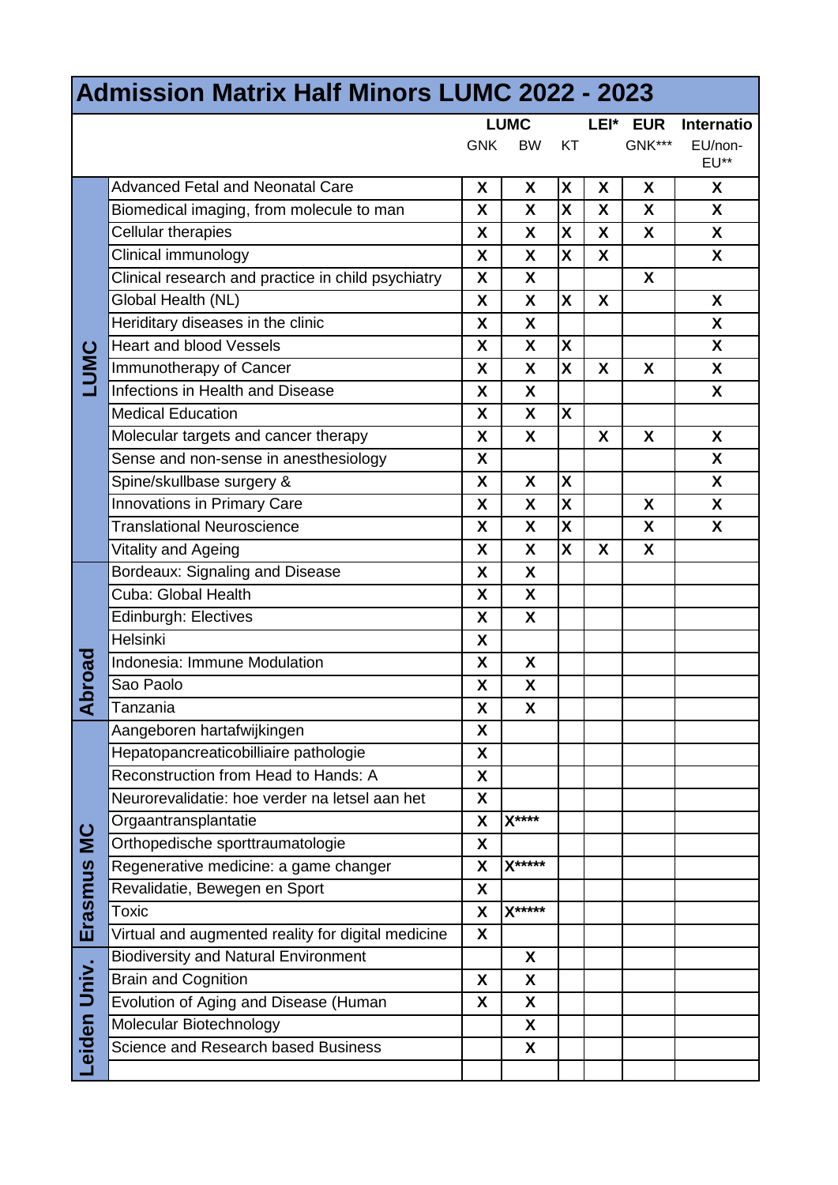# Admission Matrix Half Minors LUMC 2022 - 2023

| | | LUMC | | | LEI* | EUR | Internatio |
|---|---|---|---|---|---|---|---|
| | | GNK | BW | KT | | GNK*** | EU/non-EU** |
| LUMC | Advanced Fetal and Neonatal Care | X | X | X | X | X | X |
| | Biomedical imaging, from molecule to man | X | X | X | X | X | X |
| | Cellular therapies | X | X | X | X | X | X |
| | Clinical immunology | X | X | X | X | | X |
| | Clinical research and practice in child psychiatry | X | X | | | X | |
| | Global Health (NL) | X | X | X | X | | X |
| | Heriditary diseases in the clinic | X | X | | | | X |
| | Heart and blood Vessels | X | X | X | | | X |
| | Immunotherapy of Cancer | X | X | X | X | X | X |
| | Infections in Health and Disease | X | X | | | | X |
| | Medical Education | X | X | X | | | |
| | Molecular targets and cancer therapy | X | X | | X | X | X |
| | Sense and non-sense in anesthesiology | X | | | | | X |
| | Spine/skullbase surgery & | X | X | X | | | X |
| | Innovations in Primary Care | X | X | X | | X | X |
| | Translational Neuroscience | X | X | X | | X | X |
| | Vitality and Ageing | X | X | X | X | X | |
| Abroad | Bordeaux: Signaling and Disease | X | X | | | | |
| | Cuba: Global Health | X | X | | | | |
| | Edinburgh: Electives | X | X | | | | |
| | Helsinki | X | | | | | |
| | Indonesia: Immune Modulation | X | X | | | | |
| | Sao Paolo | X | X | | | | |
| | Tanzania | X | X | | | | |
| Erasmus MC | Aangeboren hartafwijkingen | X | | | | | |
| | Hepatopancreaticobilliaire pathologie | X | | | | | |
| | Reconstruction from Head to Hands: A | X | | | | | |
| | Neurorevalidatie: hoe verder na letsel aan het | X | | | | | |
| | Orgaantransplantatie | X | X**** | | | | |
| | Orthopedische sporttraumatologie | X | | | | | |
| | Regenerative medicine: a game changer | X | X***** | | | | |
| | Revalidatie, Bewegen en Sport | X | | | | | |
| | Toxic | X | X***** | | | | |
| | Virtual and augmented reality for digital medicine | X | | | | | |
| Leiden Univ. | Biodiversity and Natural Environment | | X | | | | |
| | Brain and Cognition | X | X | | | | |
| | Evolution of Aging and Disease (Human | X | X | | | | |
| | Molecular Biotechnology | | X | | | | |
| | Science and Research based Business | | X | | | | |
| | | | | | | | |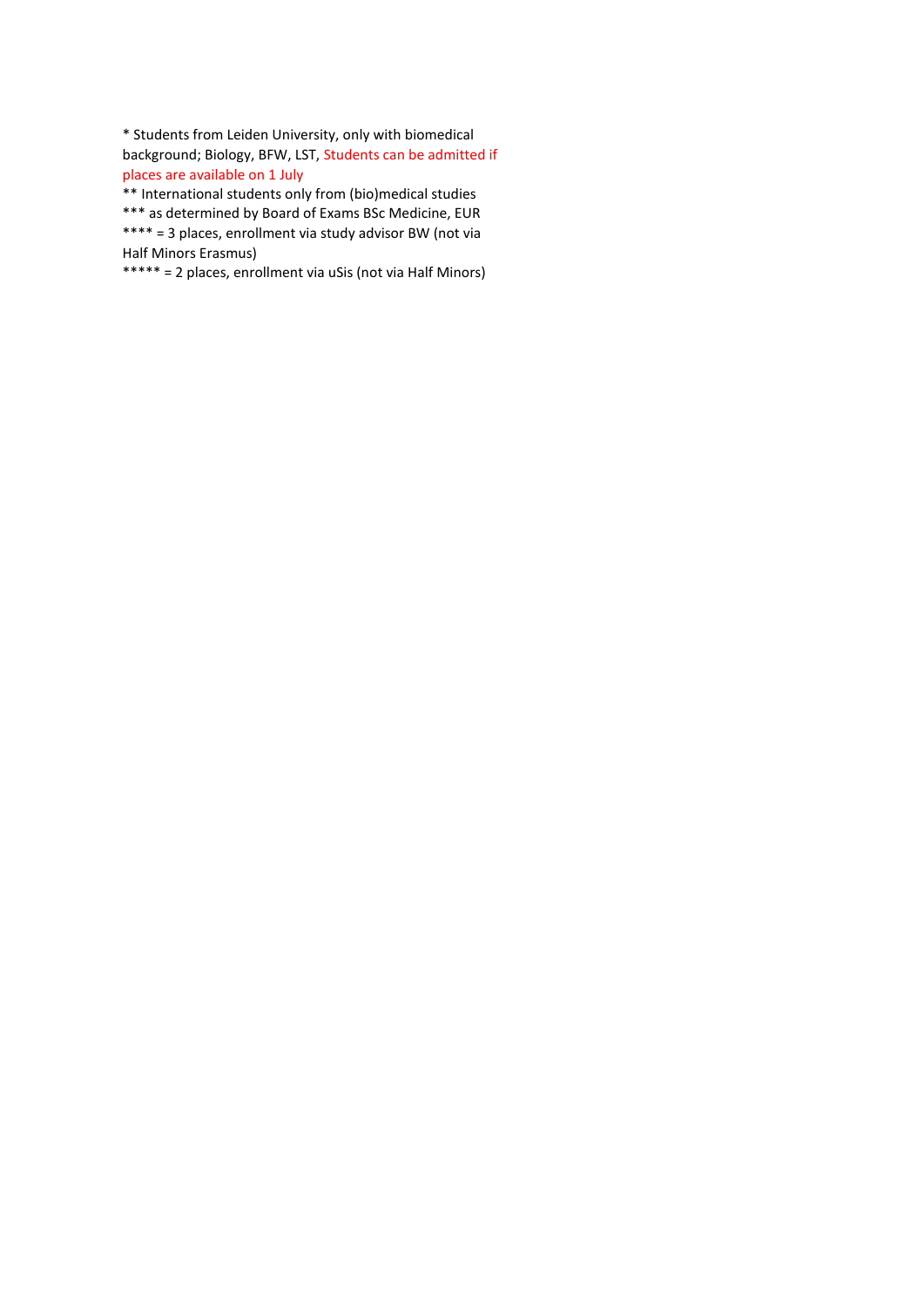* Students from Leiden University, only with biomedical background; Biology, BFW, LST, Students can be admitted if places are available on 1 July

** International students only from (bio)medical studies

*** as determined by Board of Exams BSc Medicine, EUR

**** = 3 places, enrollment via study advisor BW (not via Half Minors Erasmus)

***** = 2 places, enrollment via uSis (not via Half Minors)